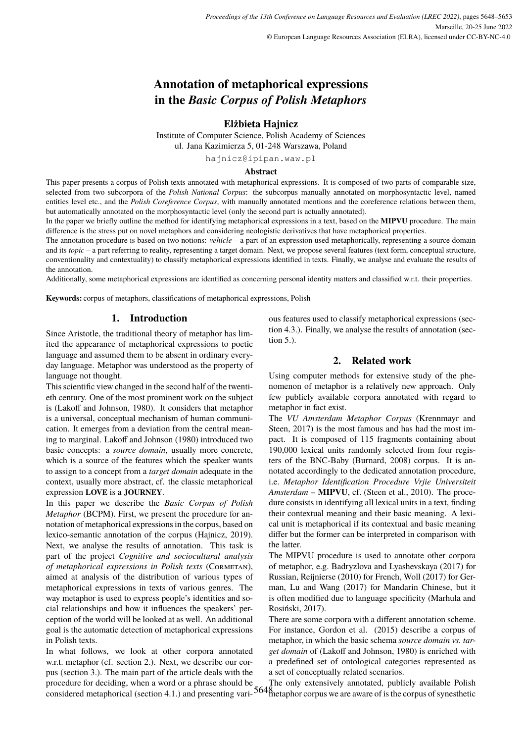# Annotation of metaphorical expressions in the *Basic Corpus of Polish Metaphors*

**Elżbieta Hajnicz**

Institute of Computer Science, Polish Academy of Sciences
ul. Jana Kazimierza 5, 01-248 Warszawa, Poland
hajnicz@ipipan.waw.pl

### Abstract

This paper presents a corpus of Polish texts annotated with metaphorical expressions. It is composed of two parts of comparable size, selected from two subcorpora of the *Polish National Corpus*: the subcorpus manually annotated on morphosyntactic level, named entities level etc., and the *Polish Coreference Corpus*, with manually annotated mentions and the coreference relations between them, but automatically annotated on the morphosyntactic level (only the second part is actually annotated).

In the paper we briefly outline the method for identifying metaphorical expressions in a text, based on the **MIPVU** procedure. The main difference is the stress put on novel metaphors and considering neologistic derivatives that have metaphorical properties.

The annotation procedure is based on two notions: *vehicle* – a part of an expression used metaphorically, representing a source domain and its *topic* – a part referring to reality, representing a target domain. Next, we propose several features (text form, conceptual structure, conventionality and contextuality) to classify metaphorical expressions identified in texts. Finally, we analyse and evaluate the results of the annotation.

Additionally, some metaphorical expressions are identified as concerning personal identity matters and classified w.r.t. their properties.

**Keywords:** corpus of metaphors, classifications of metaphorical expressions, Polish

## 1. Introduction

Since Aristotle, the traditional theory of metaphor has limited the appearance of metaphorical expressions to poetic language and assumed them to be absent in ordinary everyday language. Metaphor was understood as the property of language not thought.

This scientific view changed in the second half of the twentieth century. One of the most prominent work on the subject is (Lakoff and Johnson, 1980). It considers that metaphor is a universal, conceptual mechanism of human communication. It emerges from a deviation from the central meaning to marginal. Lakoff and Johnson (1980) introduced two basic concepts: a *source domain*, usually more concrete, which is a source of the features which the speaker wants to assign to a concept from a *target domain* adequate in the context, usually more abstract, cf. the classic metaphorical expression **LOVE** is a **JOURNEY**.

In this paper we describe the *Basic Corpus of Polish Metaphor* (BCPM). First, we present the procedure for annotation of metaphorical expressions in the corpus, based on lexico-semantic annotation of the corpus (Hajnicz, 2019). Next, we analyse the results of annotation. This task is part of the project *Cognitive and sociocultural analysis of metaphorical expressions in Polish texts* (CORMETAN), aimed at analysis of the distribution of various types of metaphorical expressions in texts of various genres. The way metaphor is used to express people's identities and social relationships and how it influences the speakers' perception of the world will be looked at as well. An additional goal is the automatic detection of metaphorical expressions in Polish texts.

In what follows, we look at other corpora annotated w.r.t. metaphor (cf. section 2.). Next, we describe our corpus (section 3.). The main part of the article deals with the procedure for deciding, when a word or a phrase should be considered metaphorical (section 4.1.) and presenting various features used to classify metaphorical expressions (section 4.3.). Finally, we analyse the results of annotation (section 5.).

## 2. Related work

Using computer methods for extensive study of the phenomenon of metaphor is a relatively new approach. Only few publicly available corpora annotated with regard to metaphor in fact exist.

The *VU Amsterdam Metaphor Corpus* (Krennmayr and Steen, 2017) is the most famous and has had the most impact. It is composed of 115 fragments containing about 190,000 lexical units randomly selected from four registers of the BNC-Baby (Burnard, 2008) corpus. It is annotated accordingly to the dedicated annotation procedure, i.e. *Metaphor Identification Procedure Vrjie Universiteit Amsterdam* – **MIPVU**, cf. (Steen et al., 2010). The procedure consists in identifying all lexical units in a text, finding their contextual meaning and their basic meaning. A lexical unit is metaphorical if its contextual and basic meaning differ but the former can be interpreted in comparison with the latter.

The MIPVU procedure is used to annotate other corpora of metaphor, e.g. Badryzlova and Lyashevskaya (2017) for Russian, Reijnierse (2010) for French, Woll (2017) for German, Lu and Wang (2017) for Mandarin Chinese, but it is often modified due to language specificity (Marhula and Rosiński, 2017).

There are some corpora with a different annotation scheme. For instance, Gordon et al. (2015) describe a corpus of metaphor, in which the basic schema *source domain vs. target domain* of (Lakoff and Johnson, 1980) is enriched with a predefined set of ontological categories represented as a set of conceptually related scenarios.

The only extensively annotated, publicly available Polish metaphor corpus we are aware of is the corpus of synesthetic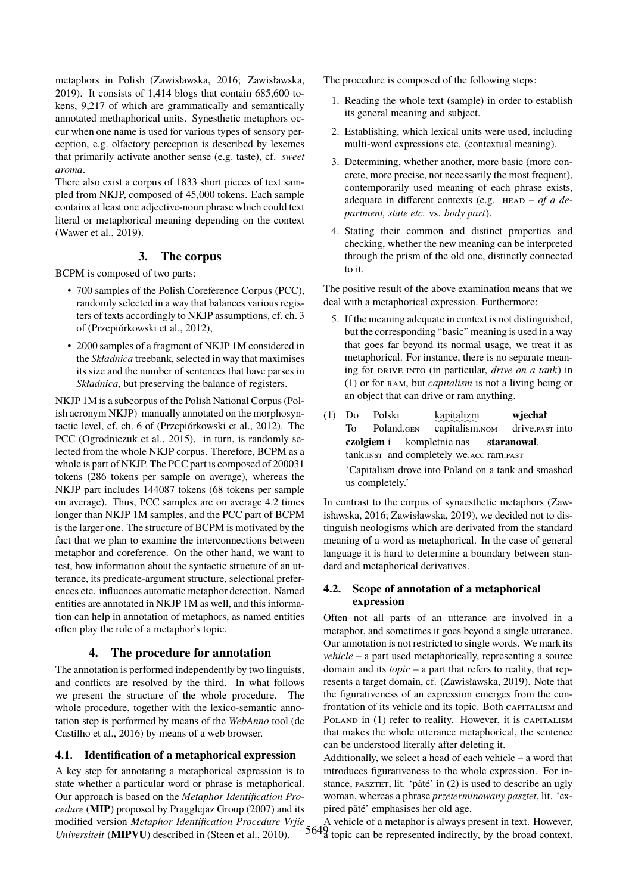metaphors in Polish (Zawisławska, 2016; Zawisławska, 2019). It consists of 1,414 blogs that contain 685,600 tokens, 9,217 of which are grammatically and semantically annotated methaphorical units. Synesthetic metaphors occur when one name is used for various types of sensory perception, e.g. olfactory perception is described by lexemes that primarily activate another sense (e.g. taste), cf. *sweet aroma*.

There also exist a corpus of 1833 short pieces of text sampled from NKJP, composed of 45,000 tokens. Each sample contains at least one adjective-noun phrase which could text literal or metaphorical meaning depending on the context (Wawer et al., 2019).

## 3. The corpus

BCPM is composed of two parts:

- 700 samples of the Polish Coreference Corpus (PCC), randomly selected in a way that balances various registers of texts accordingly to NKJP assumptions, cf. ch. 3 of (Przepiórkowski et al., 2012),
- 2000 samples of a fragment of NKJP 1M considered in the *Składnica* treebank, selected in way that maximises its size and the number of sentences that have parses in *Składnica*, but preserving the balance of registers.

NKJP 1M is a subcorpus of the Polish National Corpus (Polish acronym NKJP) manually annotated on the morphosyntactic level, cf. ch. 6 of (Przepiórkowski et al., 2012). The PCC (Ogrodniczuk et al., 2015), in turn, is randomly selected from the whole NKJP corpus. Therefore, BCPM as a whole is part of NKJP. The PCC part is composed of 200031 tokens (286 tokens per sample on average), whereas the NKJP part includes 144087 tokens (68 tokens per sample on average). Thus, PCC samples are on average 4.2 times longer than NKJP 1M samples, and the PCC part of BCPM is the larger one. The structure of BCPM is motivated by the fact that we plan to examine the interconnections between metaphor and coreference. On the other hand, we want to test, how information about the syntactic structure of an utterance, its predicate-argument structure, selectional preferences etc. influences automatic metaphor detection. Named entities are annotated in NKJP 1M as well, and this information can help in annotation of metaphors, as named entities often play the role of a metaphor's topic.

## 4. The procedure for annotation

The annotation is performed independently by two linguists, and conflicts are resolved by the third. In what follows we present the structure of the whole procedure. The whole procedure, together with the lexico-semantic annotation step is performed by means of the *WebAnno* tool (de Castilho et al., 2016) by means of a web browser.

### 4.1. Identification of a metaphorical expression

A key step for annotating a metaphorical expression is to state whether a particular word or phrase is metaphorical. Our approach is based on the *Metaphor Identification Procedure* (**MIP**) proposed by Pragglejaz Group (2007) and its modified version *Metaphor Identification Procedure Vrjie Universiteit* (**MIPVU**) described in (Steen et al., 2010).

The procedure is composed of the following steps:

1. Reading the whole text (sample) in order to establish its general meaning and subject.
2. Establishing, which lexical units were used, including multi-word expressions etc. (contextual meaning).
3. Determining, whether another, more basic (more concrete, more precise, not necessarily the most frequent), contemporarily used meaning of each phrase exists, adequate in different contexts (e.g. HEAD – *of a department, state etc.* vs. *body part*).
4. Stating their common and distinct properties and checking, whether the new meaning can be interpreted through the prism of the old one, distinctly connected to it.

The positive result of the above examination means that we deal with a metaphorical expression. Furthermore:

5. If the meaning adequate in context is not distinguished, but the corresponding "basic" meaning is used in a way that goes far beyond its normal usage, we treat it as metaphorical. For instance, there is no separate meaning for DRIVE INTO (in particular, *drive on a tank*) in (1) or for RAM, but *capitalism* is not a living being or an object that can drive or ram anything.

(1) Do Polski kapitalizm **wjechał**
To Poland.GEN capitalism.NOM drive.PAST into
**czołgiem** i kompletnie nas **staranował**.
tank.INST and completely we.ACC ram.PAST
'Capitalism drove into Poland on a tank and smashed us completely.'

In contrast to the corpus of synaesthetic metaphors (Zawisławska, 2016; Zawisławska, 2019), we decided not to distinguish neologisms which are derivated from the standard meaning of a word as metaphorical. In the case of general language it is hard to determine a boundary between standard and metaphorical derivatives.

### 4.2. Scope of annotation of a metaphorical expression

Often not all parts of an utterance are involved in a metaphor, and sometimes it goes beyond a single utterance. Our annotation is not restricted to single words. We mark its *vehicle* – a part used metaphorically, representing a source domain and its *topic* – a part that refers to reality, that represents a target domain, cf. (Zawisławska, 2019). Note that the figurativeness of an expression emerges from the confrontation of its vehicle and its topic. Both CAPITALISM and POLAND in (1) refer to reality. However, it is CAPITALISM that makes the whole utterance metaphorical, the sentence can be understood literally after deleting it.

Additionally, we select a head of each vehicle – a word that introduces figurativeness to the whole expression. For instance, PASZTET, lit. 'pâté' in (2) is used to describe an ugly woman, whereas a phrase *przeterminowany pasztet*, lit. 'expired pâté' emphasises her old age.

A vehicle of a metaphor is always present in text. However, a topic can be represented indirectly, by the broad context.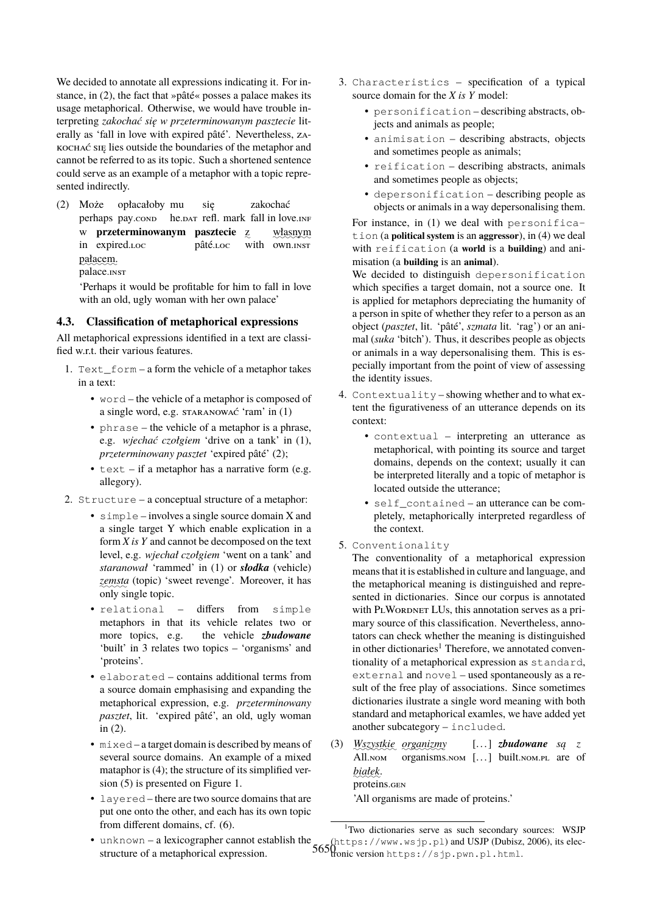We decided to annotate all expressions indicating it. For instance, in (2), the fact that »pâté« posses a palace makes its usage metaphorical. Otherwise, we would have trouble interpreting *zakochać się w przeterminowanym pasztecie* literally as 'fall in love with expired pâté'. Nevertheless, ZAKOCHAĆ SIĘ lies outside the boundaries of the metaphor and cannot be referred to as its topic. Such a shortened sentence could serve as an example of a metaphor with a topic represented indirectly.

(2) Może opłacałoby mu się zakochać
perhaps pay.COND he.DAT refl. mark fall in love.INF
w **przeterminowanym pasztecie** z własnym
in expired.LOC pâté.LOC with own.INST
pałacem.
palace.INST
'Perhaps it would be profitable for him to fall in love with an old, ugly woman with her own palace'

### 4.3. Classification of metaphorical expressions

All metaphorical expressions identified in a text are classified w.r.t. their various features.

1. `Text_form` – a form the vehicle of a metaphor takes in a text:
   - `word` – the vehicle of a metaphor is composed of a single word, e.g. STARANOWAĆ 'ram' in (1)
   - `phrase` – the vehicle of a metaphor is a phrase, e.g. *wjechać czołgiem* 'drive on a tank' in (1), *przeterminowany pasztet* 'expired pâté' (2);
   - `text` – if a metaphor has a narrative form (e.g. allegory).
2. `Structure` – a conceptual structure of a metaphor:
   - `simple` – involves a single source domain X and a single target Y which enable explication in a form *X is Y* and cannot be decomposed on the text level, e.g. *wjechał czołgiem* 'went on a tank' and *staranował* 'rammed' in (1) or ***słodka*** (vehicle) *zemsta* (topic) 'sweet revenge'. Moreover, it has only single topic.
   - `relational` – differs from `simple` metaphors in that its vehicle relates two or more topics, e.g. the vehicle ***zbudowane*** 'built' in 3 relates two topics – 'organisms' and 'proteins'.
   - `elaborated` – contains additional terms from a source domain emphasising and expanding the metaphorical expression, e.g. *przeterminowany pasztet*, lit. 'expired pâté', an old, ugly woman in (2).
   - `mixed` – a target domain is described by means of several source domains. An example of a mixed mataphor is (4); the structure of its simplified version (5) is presented on Figure 1.
   - `layered` – there are two source domains that are put one onto the other, and each has its own topic from different domains, cf. (6).
   - `unknown` – a lexicographer cannot establish the structure of a metaphorical expression.
3. `Characteristics` – specification of a typical source domain for the *X is Y* model:
   - `personification` – describing abstracts, objects and animals as people;
   - `animisation` – describing abstracts, objects and sometimes people as animals;
   - `reification` – describing abstracts, animals and sometimes people as objects;
   - `depersonification` – describing people as objects or animals in a way depersonalising them.

   For instance, in (1) we deal with `personification` (a **political system** is an **aggressor**), in (4) we deal with `reification` (a **world** is a **building**) and animisation (a **building** is an **animal**).
   We decided to distinguish `depersonification` which specifies a target domain, not a source one. It is applied for metaphors depreciating the humanity of a person in spite of whether they refer to a person as an object (*pasztet*, lit. 'pâté', *szmata* lit. 'rag') or an animal (*suka* 'bitch'). Thus, it describes people as objects or animals in a way depersonalising them. This is especially important from the point of view of assessing the identity issues.
4. `Contextuality` – showing whether and to what extent the figurativeness of an utterance depends on its context:
   - `contextual` – interpreting an utterance as metaphorical, with pointing its source and target domains, depends on the context; usually it can be interpreted literally and a topic of metaphor is located outside the utterance;
   - `self_contained` – an utterance can be completely, metaphorically interpreted regardless of the context.
5. `Conventionality`
   The conventionality of a metaphorical expression means that it is established in culture and language, and the metaphorical meaning is distinguished and represented in dictionaries. Since our corpus is annotated with PLWORDNET LUs, this annotation serves as a primary source of this classification. Nevertheless, annotators can check whether the meaning is distinguished in other dictionaries[1] Therefore, we annotated conventionality of a metaphorical expression as `standard`, `external` and `novel` – used spontaneously as a result of the free play of associations. Since sometimes dictionaries ilustrate a single word meaning with both standard and metaphorical examles, we have added yet another subcategory – `included`.

(3) *Wszystkie organizmy* [...] ***zbudowane*** *są z*
All.NOM organisms.NOM [...] built.NOM.PL are of
*białek*.
proteins.GEN
'All organisms are made of proteins.'

[1]Two dictionaries serve as such secondary sources: WSJP (https://www.wsjp.pl) and USJP (Dubisz, 2006), its electronic version https://sjp.pwn.pl.html.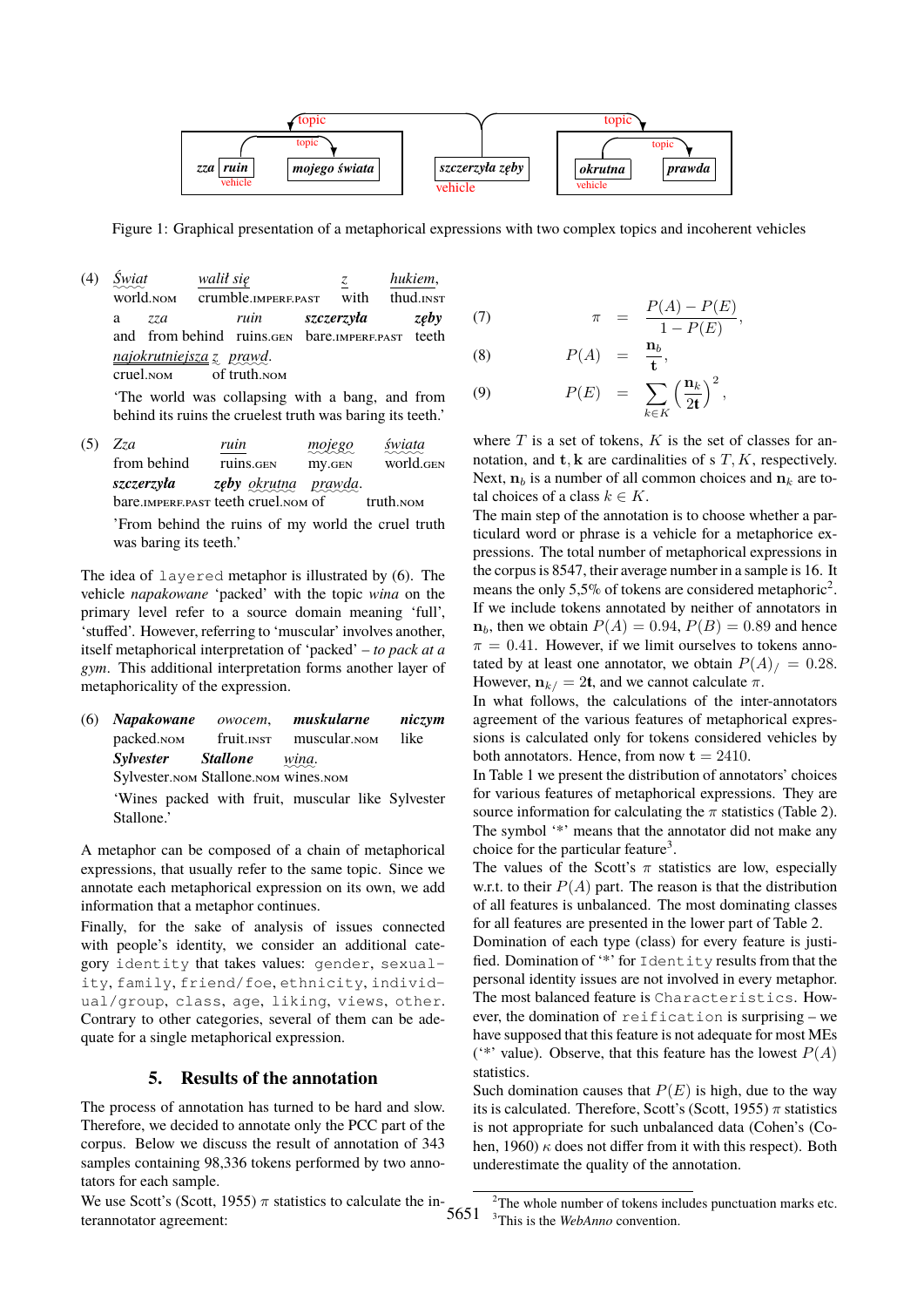Figure 1: Graphical presentation of a metaphorical expressions with two complex topics and incoherent vehicles

(4) *Świat* *walił się* *z* *hukiem*,
world.NOM crumble.IMPERF.PAST with thud.INST
a *zza* *ruin* ***szczerzyła*** ***zęby***
and from behind ruins.GEN bare.IMPERF.PAST teeth
*najokrutniejsza z prawd*.
cruel.NOM of truth.NOM
'The world was collapsing with a bang, and from behind its ruins the cruelest truth was baring its teeth.'

(5) *Zza* *ruin* *mojego* *świata*
from behind ruins.GEN my.GEN world.GEN
***szczerzyła*** ***zęby*** *okrutna* *prawda*.
bare.IMPERF.PAST teeth cruel.NOM of truth.NOM
'From behind the ruins of my world the cruel truth was baring its teeth.'

The idea of `layered` metaphor is illustrated by (6). The vehicle *napakowane* 'packed' with the topic *wina* on the primary level refer to a source domain meaning 'full', 'stuffed'. However, referring to 'muscular' involves another, itself metaphorical interpretation of 'packed' – *to pack at a gym*. This additional interpretation forms another layer of metaphoricality of the expression.

(6) ***Napakowane*** *owocem*, ***muskularne*** ***niczym***
packed.NOM fruit.INST muscular.NOM like
***Sylvester*** ***Stallone*** *wina*.
Sylvester.NOM Stallone.NOM wines.NOM
'Wines packed with fruit, muscular like Sylvester Stallone.'

A metaphor can be composed of a chain of metaphorical expressions, that usually refer to the same topic. Since we annotate each metaphorical expression on its own, we add information that a metaphor continues.

Finally, for the sake of analysis of issues connected with people's identity, we consider an additional category `identity` that takes values: `gender`, `sexuality`, `family`, `friend/foe`, `ethnicity`, `individual/group`, `class`, `age`, `liking`, `views`, `other`. Contrary to other categories, several of them can be adequate for a single metaphorical expression.

## 5. Results of the annotation

The process of annotation has turned to be hard and slow. Therefore, we decided to annotate only the PCC part of the corpus. Below we discuss the result of annotation of 343 samples containing 98,336 tokens performed by two annotators for each sample.

We use Scott's (Scott, 1955) $\pi$ statistics to calculate the interannotator agreement:

$$\pi = \frac{P(A) - P(E)}{1 - P(E)}, \quad (7)$$

$$P(A) = \frac{\mathbf{n}_b}{\mathbf{t}}, \quad (8)$$

$$P(E) = \sum_{k \in K} \left(\frac{\mathbf{n}_k}{2\mathbf{t}}\right)^2, \quad (9)$$

where $T$ is a set of tokens, $K$ is the set of classes for annotation, and $\mathbf{t}, \mathbf{k}$ are cardinalities of s $T, K$, respectively. Next, $\mathbf{n}_b$ is a number of all common choices and $\mathbf{n}_k$ are total choices of a class $k \in K$.

The main step of the annotation is to choose whether a particular word or phrase is a vehicle for a metaphorice expressions. The total number of metaphorical expressions in the corpus is 8547, their average number in a sample is 16. It means the only 5,5% of tokens are considered metaphoric[2]. If we include tokens annotated by neither of annotators in $\mathbf{n}_b$, then we obtain $P(A) = 0.94$, $P(B) = 0.89$ and hence $\pi = 0.41$. However, if we limit ourselves to tokens annotated by at least one annotator, we obtain $P(A)_/ = 0.28$. However, $\mathbf{n}_{k/} = 2\mathbf{t}$, and we cannot calculate $\pi$.

In what follows, the calculations of the inter-annotators agreement of the various features of metaphorical expressions is calculated only for tokens considered vehicles by both annotators. Hence, from now $\mathbf{t} = 2410$.

In Table 1 we present the distribution of annotators' choices for various features of metaphorical expressions. They are source information for calculating the $\pi$ statistics (Table 2). The symbol '*' means that the annotator did not make any choice for the particular feature[3].

The values of the Scott's $\pi$ statistics are low, especially w.r.t. to their $P(A)$ part. The reason is that the distribution of all features is unbalanced. The most dominating classes for all features are presented in the lower part of Table 2.

Domination of each type (class) for every feature is justified. Domination of '*' for `Identity` results from that the personal identity issues are not involved in every metaphor. The most balanced feature is `Characteristics`. However, the domination of `reification` is surprising – we have supposed that this feature is not adequate for most MEs ('*' value). Observe, that this feature has the lowest $P(A)$ statistics.

Such domination causes that $P(E)$ is high, due to the way its is calculated. Therefore, Scott's (Scott, 1955) $\pi$ statistics is not appropriate for such unbalanced data (Cohen's (Cohen, 1960) $\kappa$ does not differ from it with this respect). Both underestimate the quality of the annotation.

[2] The whole number of tokens includes punctuation marks etc.
[3] This is the *WebAnno* convention.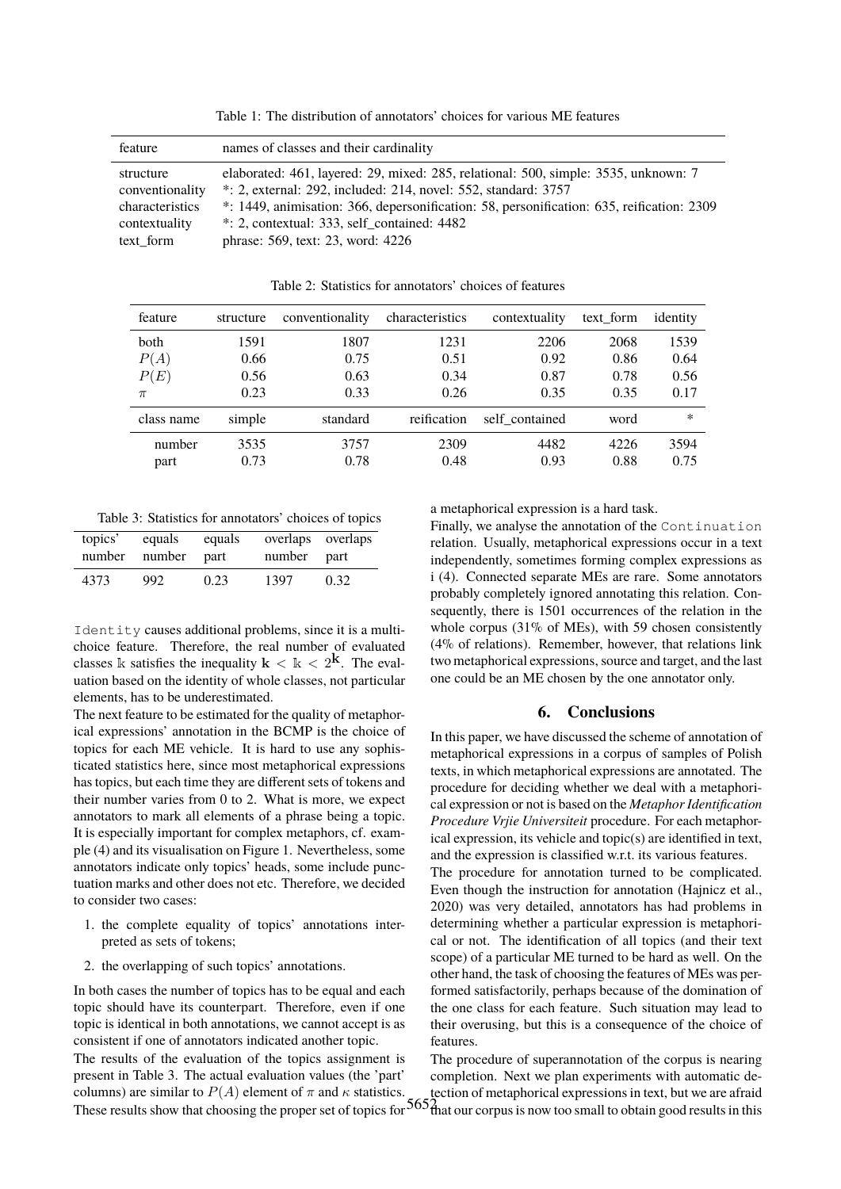Table 1: The distribution of annotators' choices for various ME features

| feature | names of classes and their cardinality |
|---|---|
| structure | elaborated: 461, layered: 29, mixed: 285, relational: 500, simple: 3535, unknown: 7 |
| conventionality | *: 2, external: 292, included: 214, novel: 552, standard: 3757 |
| characteristics | *: 1449, animisation: 366, depersonification: 58, personification: 635, reification: 2309 |
| contextuality | *: 2, contextual: 333, self_contained: 4482 |
| text_form | phrase: 569, text: 23, word: 4226 |

Table 2: Statistics for annotators' choices of features

| feature | structure | conventionality | characteristics | contextuality | text_form | identity |
|---|---|---|---|---|---|---|
| both | 1591 | 1807 | 1231 | 2206 | 2068 | 1539 |
| $P(A)$ | 0.66 | 0.75 | 0.51 | 0.92 | 0.86 | 0.64 |
| $P(E)$ | 0.56 | 0.63 | 0.34 | 0.87 | 0.78 | 0.56 |
| $\pi$ | 0.23 | 0.33 | 0.26 | 0.35 | 0.35 | 0.17 |
| class name | simple | standard | reification | self_contained | word | * |
| number | 3535 | 3757 | 2309 | 4482 | 4226 | 3594 |
| part | 0.73 | 0.78 | 0.48 | 0.93 | 0.88 | 0.75 |

Table 3: Statistics for annotators' choices of topics

| topics' number | equals number | equals part | overlaps number | overlaps part |
|---|---|---|---|---|
| 4373 | 992 | 0.23 | 1397 | 0.32 |

`Identity` causes additional problems, since it is a multi-choice feature. Therefore, the real number of evaluated classes $\Bbbk$ satisfies the inequality $\mathbf{k} < \Bbbk < 2^{\mathbf{k}}$. The evaluation based on the identity of whole classes, not particular elements, has to be underestimated.

The next feature to be estimated for the quality of metaphorical expressions' annotation in the BCMP is the choice of topics for each ME vehicle. It is hard to use any sophisticated statistics here, since most metaphorical expressions has topics, but each time they are different sets of tokens and their number varies from 0 to 2. What is more, we expect annotators to mark all elements of a phrase being a topic. It is especially important for complex metaphors, cf. example (4) and its visualisation on Figure 1. Nevertheless, some annotators indicate only topics' heads, some include punctuation marks and other does not etc. Therefore, we decided to consider two cases:

1. the complete equality of topics' annotations interpreted as sets of tokens;
2. the overlapping of such topics' annotations.

In both cases the number of topics has to be equal and each topic should have its counterpart. Therefore, even if one topic is identical in both annotations, we cannot accept is as consistent if one of annotators indicated another topic.

The results of the evaluation of the topics assignment is present in Table 3. The actual evaluation values (the 'part' columns) are similar to $P(A)$ element of $\pi$ and $\kappa$ statistics. These results show that choosing the proper set of topics for a metaphorical expression is a hard task.

Finally, we analyse the annotation of the `Continuation` relation. Usually, metaphorical expressions occur in a text independently, sometimes forming complex expressions as i (4). Connected separate MEs are rare. Some annotators probably completely ignored annotating this relation. Consequently, there is 1501 occurrences of the relation in the whole corpus (31% of MEs), with 59 chosen consistently (4% of relations). Remember, however, that relations link two metaphorical expressions, source and target, and the last one could be an ME chosen by the one annotator only.

## 6. Conclusions

In this paper, we have discussed the scheme of annotation of metaphorical expressions in a corpus of samples of Polish texts, in which metaphorical expressions are annotated. The procedure for deciding whether we deal with a metaphorical expression or not is based on the *Metaphor Identification Procedure Vrjie Universiteit* procedure. For each metaphorical expression, its vehicle and topic(s) are identified in text, and the expression is classified w.r.t. its various features.

The procedure for annotation turned to be complicated. Even though the instruction for annotation (Hajnicz et al., 2020) was very detailed, annotators has had problems in determining whether a particular expression is metaphorical or not. The identification of all topics (and their text scope) of a particular ME turned to be hard as well. On the other hand, the task of choosing the features of MEs was performed satisfactorily, perhaps because of the domination of the one class for each feature. Such situation may lead to their overusing, but this is a consequence of the choice of features.

The procedure of superannotation of the corpus is nearing completion. Next we plan experiments with automatic detection of metaphorical expressions in text, but we are afraid that our corpus is now too small to obtain good results in this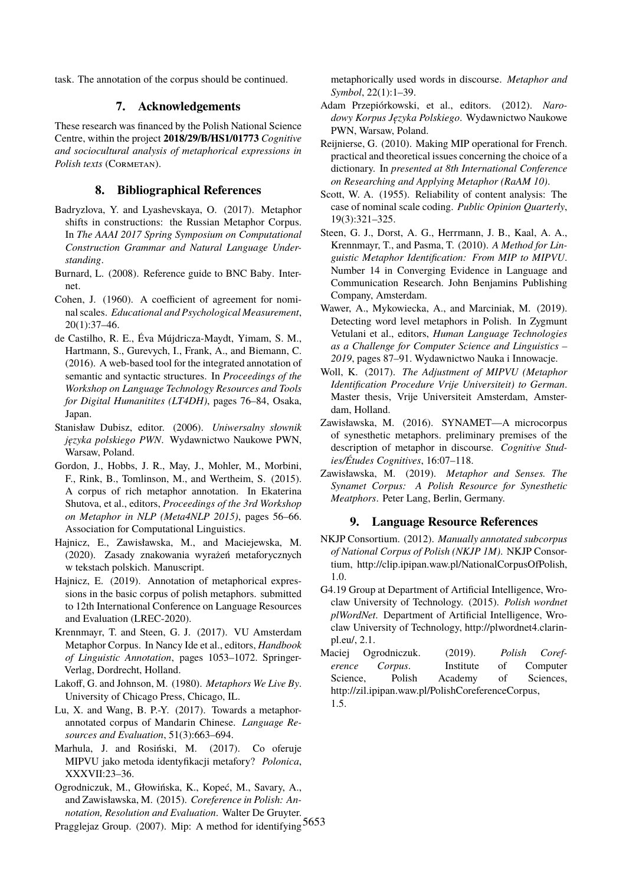task. The annotation of the corpus should be continued.

## 7. Acknowledgements

These research was financed by the Polish National Science Centre, within the project **2018/29/B/HS1/01773** *Cognitive and sociocultural analysis of metaphorical expressions in Polish texts* (CORMETAN).

## 8. Bibliographical References

Badryzlova, Y. and Lyashevskaya, O. (2017). Metaphor shifts in constructions: the Russian Metaphor Corpus. In *The AAAI 2017 Spring Symposium on Computational Construction Grammar and Natural Language Understanding*.

Burnard, L. (2008). Reference guide to BNC Baby. Internet.

Cohen, J. (1960). A coefficient of agreement for nominal scales. *Educational and Psychological Measurement*, 20(1):37–46.

de Castilho, R. E., Éva Mújdricza-Maydt, Yimam, S. M., Hartmann, S., Gurevych, I., Frank, A., and Biemann, C. (2016). A web-based tool for the integrated annotation of semantic and syntactic structures. In *Proceedings of the Workshop on Language Technology Resources and Tools for Digital Humanitites (LT4DH)*, pages 76–84, Osaka, Japan.

Stanisław Dubisz, editor. (2006). *Uniwersalny słownik języka polskiego PWN*. Wydawnictwo Naukowe PWN, Warsaw, Poland.

Gordon, J., Hobbs, J. R., May, J., Mohler, M., Morbini, F., Rink, B., Tomlinson, M., and Wertheim, S. (2015). A corpus of rich metaphor annotation. In Ekaterina Shutova, et al., editors, *Proceedings of the 3rd Workshop on Metaphor in NLP (Meta4NLP 2015)*, pages 56–66. Association for Computational Linguistics.

Hajnicz, E., Zawisławska, M., and Maciejewska, M. (2020). Zasady znakowania wyrażeń metaforycznych w tekstach polskich. Manuscript.

Hajnicz, E. (2019). Annotation of metaphorical expressions in the basic corpus of polish metaphors. submitted to 12th International Conference on Language Resources and Evaluation (LREC-2020).

Krennmayr, T. and Steen, G. J. (2017). VU Amsterdam Metaphor Corpus. In Nancy Ide et al., editors, *Handbook of Linguistic Annotation*, pages 1053–1072. Springer-Verlag, Dordrecht, Holland.

Lakoff, G. and Johnson, M. (1980). *Metaphors We Live By*. University of Chicago Press, Chicago, IL.

Lu, X. and Wang, B. P.-Y. (2017). Towards a metaphor-annotated corpus of Mandarin Chinese. *Language Resources and Evaluation*, 51(3):663–694.

Marhula, J. and Rosiński, M. (2017). Co oferuje MIPVU jako metoda identyfikacji metafory? *Polonica*, XXXVII:23–36.

Ogrodniczuk, M., Głowińska, K., Kopeć, M., Savary, A., and Zawisławska, M. (2015). *Coreference in Polish: Annotation, Resolution and Evaluation*. Walter De Gruyter.

Pragglejaz Group. (2007). Mip: A method for identifying metaphorically used words in discourse. *Metaphor and Symbol*, 22(1):1–39.

Adam Przepiórkowski, et al., editors. (2012). *Narodowy Korpus Języka Polskiego*. Wydawnictwo Naukowe PWN, Warsaw, Poland.

Reijnierse, G. (2010). Making MIP operational for French. practical and theoretical issues concerning the choice of a dictionary. In *presented at 8th International Conference on Researching and Applying Metaphor (RaAM 10)*.

Scott, W. A. (1955). Reliability of content analysis: The case of nominal scale coding. *Public Opinion Quarterly*, 19(3):321–325.

Steen, G. J., Dorst, A. G., Herrmann, J. B., Kaal, A. A., Krennmayr, T., and Pasma, T. (2010). *A Method for Linguistic Metaphor Identification: From MIP to MIPVU*. Number 14 in Converging Evidence in Language and Communication Research. John Benjamins Publishing Company, Amsterdam.

Wawer, A., Mykowiecka, A., and Marciniak, M. (2019). Detecting word level metaphors in Polish. In Zygmunt Vetulani et al., editors, *Human Language Technologies as a Challenge for Computer Science and Linguistics – 2019*, pages 87–91. Wydawnictwo Nauka i Innowacje.

Woll, K. (2017). *The Adjustment of MIPVU (Metaphor Identification Procedure Vrije Universiteit) to German*. Master thesis, Vrije Universiteit Amsterdam, Amsterdam, Holland.

Zawisławska, M. (2016). SYNAMET—A microcorpus of synesthetic metaphors. preliminary premises of the description of metaphor in discourse. *Cognitive Studies/Études Cognitives*, 16:07–118.

Zawisławska, M. (2019). *Metaphor and Senses. The Synamet Corpus: A Polish Resource for Synesthetic Meatphors*. Peter Lang, Berlin, Germany.

## 9. Language Resource References

NKJP Consortium. (2012). *Manually annotated subcorpus of National Corpus of Polish (NKJP 1M)*. NKJP Consortium, http://clip.ipipan.waw.pl/NationalCorpusOfPolish, 1.0.

G4.19 Group at Department of Artificial Intelligence, Wroclaw University of Technology. (2015). *Polish wordnet plWordNet*. Department of Artificial Intelligence, Wroclaw University of Technology, http://plwordnet4.clarin-pl.eu/, 2.1.

Maciej Ogrodniczuk. (2019). *Polish Coreference Corpus*. Institute of Computer Science, Polish Academy of Sciences, http://zil.ipipan.waw.pl/PolishCoreferenceCorpus, 1.5.